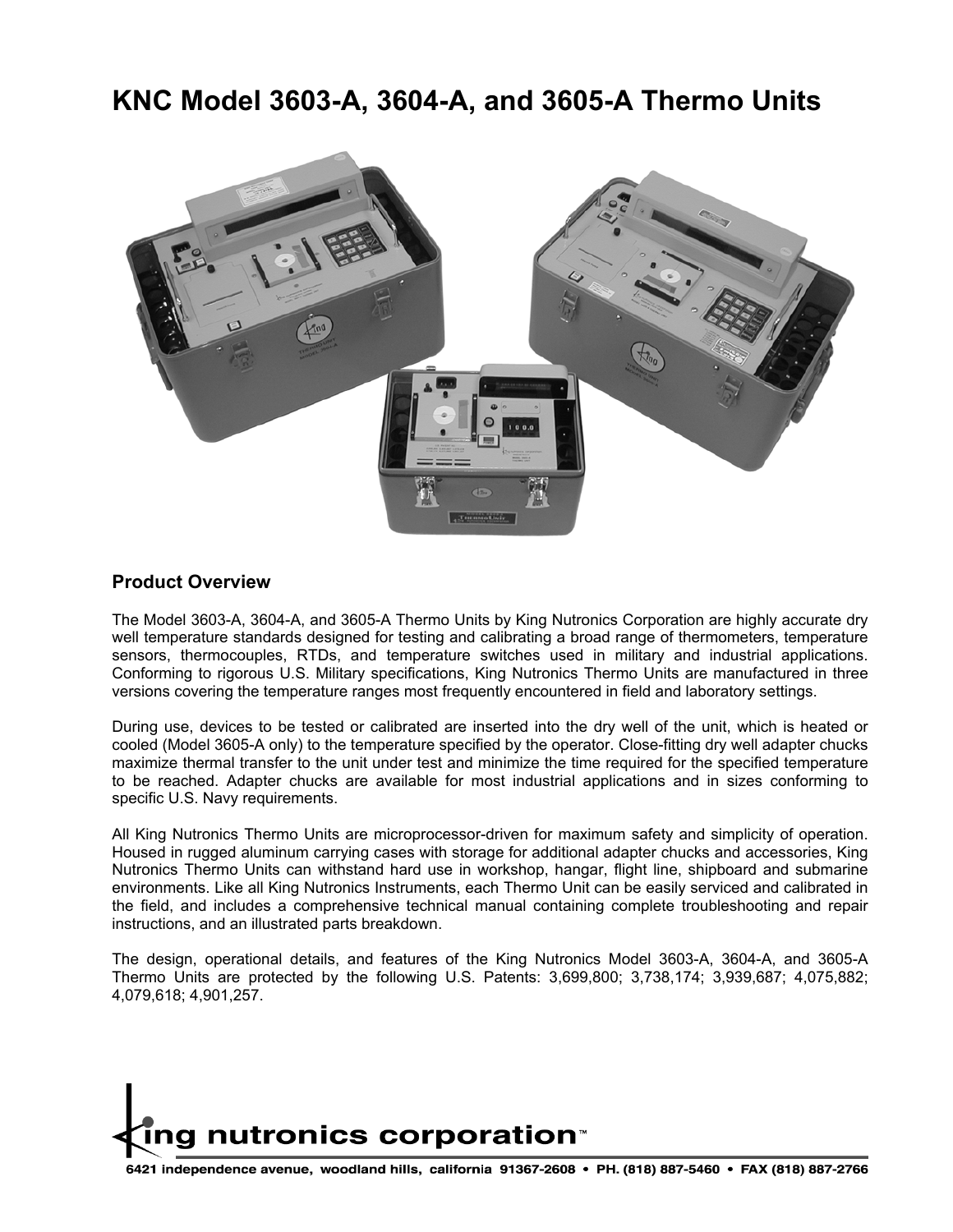# KNC Model 3603-A, 3604-A, and 3605-A Thermo Units

## Product Overview

The Model 3603-A, 3604-A, and 3605-A Thermo Units by King Nutronics Corporation are highly accurate dry well temperature standards designed for testing and calibrating a broad range of thermometers, temperature sensors, thermocouples, RTDs, and temperature switches used in military and industrial applications. Conforming to rigorous U.S. Military specifications, King Nutronics Thermo Units are manufactured in three versions covering the temperature ranges most frequently encountered in field and laboratory settings.

During use, devices to be tested or calibrated are inserted into the dry well of the unit, which is heated or cooled (Model 3605-A only) to the temperature specified by the operator. Close-fitting dry well adapter chucks maximize thermal transfer to the unit under test and minimize the time required for the specified temperature to be reached. Adapter chucks are available for most industrial applications and in sizes conforming to specific U.S. Navy requirements.

All King Nutronics Thermo Units are microprocessor-driven for maximum safety and simplicity of operation. Housed in rugged aluminum carrying cases with storage for additional adapter chucks and accessories, King Nutronics Thermo Units can withstand hard use in workshop, hangar, flight line, shipboard and submarine environments. Like all King Nutronics Instruments, each Thermo Unit can be easily serviced and calibrated in the field, and includes a comprehensive technical manual containing complete troubleshooting and repair instructions, and an illustrated parts breakdown.

The design, operational details, and features of the King Nutronics Model 3603-A, 3604-A, and 3605-A Thermo Units are protected by the following U.S. Patents: 3,699,800; 3,738,174; 3,939,687; 4,075,882; 4,079,618; 4,901,257.

king nutronics corporation™

6421 independence avenue, woodland hills, california 91367-2608 • PH. (818) 887-5460 • FAX (818) 887-2766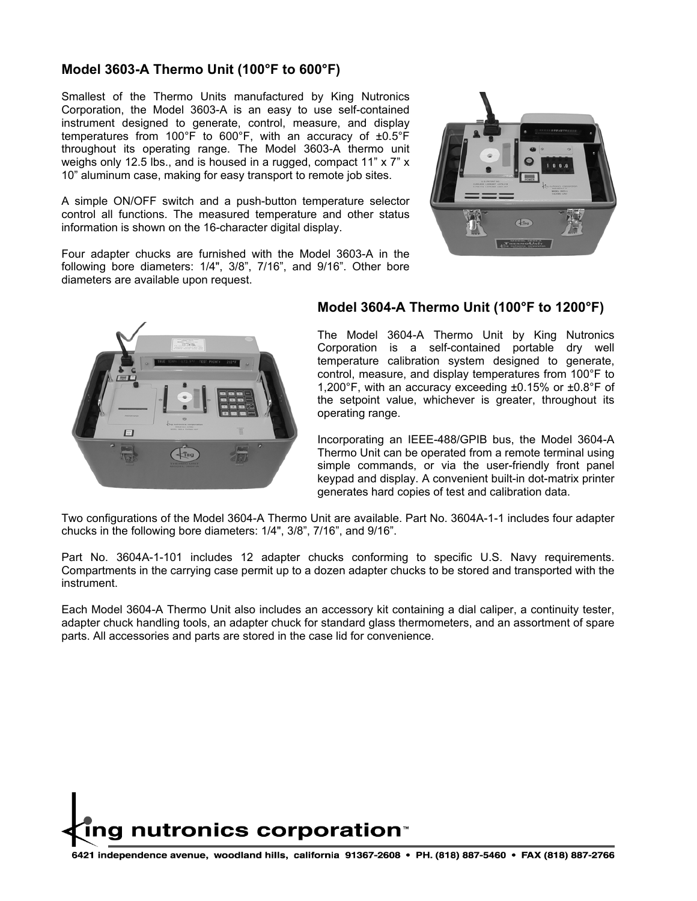## Model 3603-A Thermo Unit (100°F to 600°F)

Smallest of the Thermo Units manufactured by King Nutronics Corporation, the Model 3603-A is an easy to use self-contained instrument designed to generate, control, measure, and display temperatures from 100°F to 600°F, with an accuracy of ±0.5°F throughout its operating range. The Model 3603-A thermo unit weighs only 12.5 lbs., and is housed in a rugged, compact 11" x 7" x 10" aluminum case, making for easy transport to remote job sites.

A simple ON/OFF switch and a push-button temperature selector control all functions. The measured temperature and other status information is shown on the 16-character digital display.

Four adapter chucks are furnished with the Model 3603-A in the following bore diameters: 1/4", 3/8", 7/16", and 9/16". Other bore diameters are available upon request.

## Model 3604-A Thermo Unit (100°F to 1200°F)

The Model 3604-A Thermo Unit by King Nutronics Corporation is a self-contained portable dry well temperature calibration system designed to generate, control, measure, and display temperatures from 100°F to 1,200°F, with an accuracy exceeding ±0.15% or ±0.8°F of the setpoint value, whichever is greater, throughout its operating range.

Incorporating an IEEE-488/GPIB bus, the Model 3604-A Thermo Unit can be operated from a remote terminal using simple commands, or via the user-friendly front panel keypad and display. A convenient built-in dot-matrix printer generates hard copies of test and calibration data.

Two configurations of the Model 3604-A Thermo Unit are available. Part No. 3604A-1-1 includes four adapter chucks in the following bore diameters: 1/4", 3/8", 7/16", and 9/16".

Part No. 3604A-1-101 includes 12 adapter chucks conforming to specific U.S. Navy requirements. Compartments in the carrying case permit up to a dozen adapter chucks to be stored and transported with the instrument.

Each Model 3604-A Thermo Unit also includes an accessory kit containing a dial caliper, a continuity tester, adapter chuck handling tools, an adapter chuck for standard glass thermometers, and an assortment of spare parts. All accessories and parts are stored in the case lid for convenience.

king nutronics corporation™

6421 independence avenue, woodland hills, california 91367-2608 • PH. (818) 887-5460 • FAX (818) 887-2766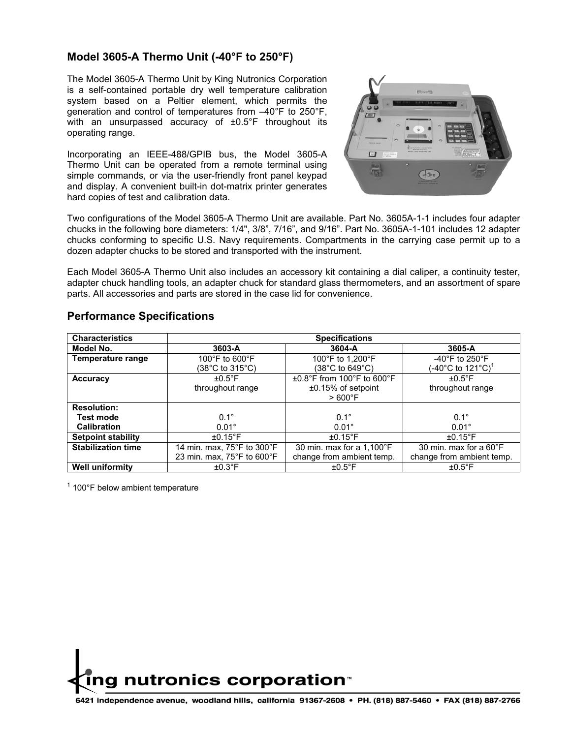## Model 3605-A Thermo Unit (-40°F to 250°F)

The Model 3605-A Thermo Unit by King Nutronics Corporation is a self-contained portable dry well temperature calibration system based on a Peltier element, which permits the generation and control of temperatures from –40°F to 250°F, with an unsurpassed accuracy of ±0.5°F throughout its operating range.

Incorporating an IEEE-488/GPIB bus, the Model 3605-A Thermo Unit can be operated from a remote terminal using simple commands, or via the user-friendly front panel keypad and display. A convenient built-in dot-matrix printer generates hard copies of test and calibration data.

Two configurations of the Model 3605-A Thermo Unit are available. Part No. 3605A-1-1 includes four adapter chucks in the following bore diameters: 1/4", 3/8", 7/16", and 9/16". Part No. 3605A-1-101 includes 12 adapter chucks conforming to specific U.S. Navy requirements. Compartments in the carrying case permit up to a dozen adapter chucks to be stored and transported with the instrument.

Each Model 3605-A Thermo Unit also includes an accessory kit containing a dial caliper, a continuity tester, adapter chuck handling tools, an adapter chuck for standard glass thermometers, and an assortment of spare parts. All accessories and parts are stored in the case lid for convenience.

## Performance Specifications

| Characteristics | Specifications | | |
|---|---|---|---|
| **Model No.** | **3603-A** | **3604-A** | **3605-A** |
| **Temperature range** | 100°F to 600°F (38°C to 315°C) | 100°F to 1,200°F (38°C to 649°C) | -40°F to 250°F (-40°C to 121°C)[1] |
| **Accuracy** | ±0.5°F throughout range | ±0.8°F from 100°F to 600°F ±0.15% of setpoint > 600°F | ±0.5°F throughout range |
| **Resolution:** | | | |
| **Test mode** | 0.1° | 0.1° | 0.1° |
| **Calibration** | 0.01° | 0.01° | 0.01° |
| **Setpoint stability** | ±0.15°F | ±0.15°F | ±0.15°F |
| **Stabilization time** | 14 min. max, 75°F to 300°F 23 min. max, 75°F to 600°F | 30 min. max for a 1,100°F change from ambient temp. | 30 min. max for a 60°F change from ambient temp. |
| **Well uniformity** | ±0.3°F | ±0.5°F | ±0.5°F |

[1] 100°F below ambient temperature

**king nutronics corporation™**

6421 independence avenue, woodland hills, california 91367-2608 • PH. (818) 887-5460 • FAX (818) 887-2766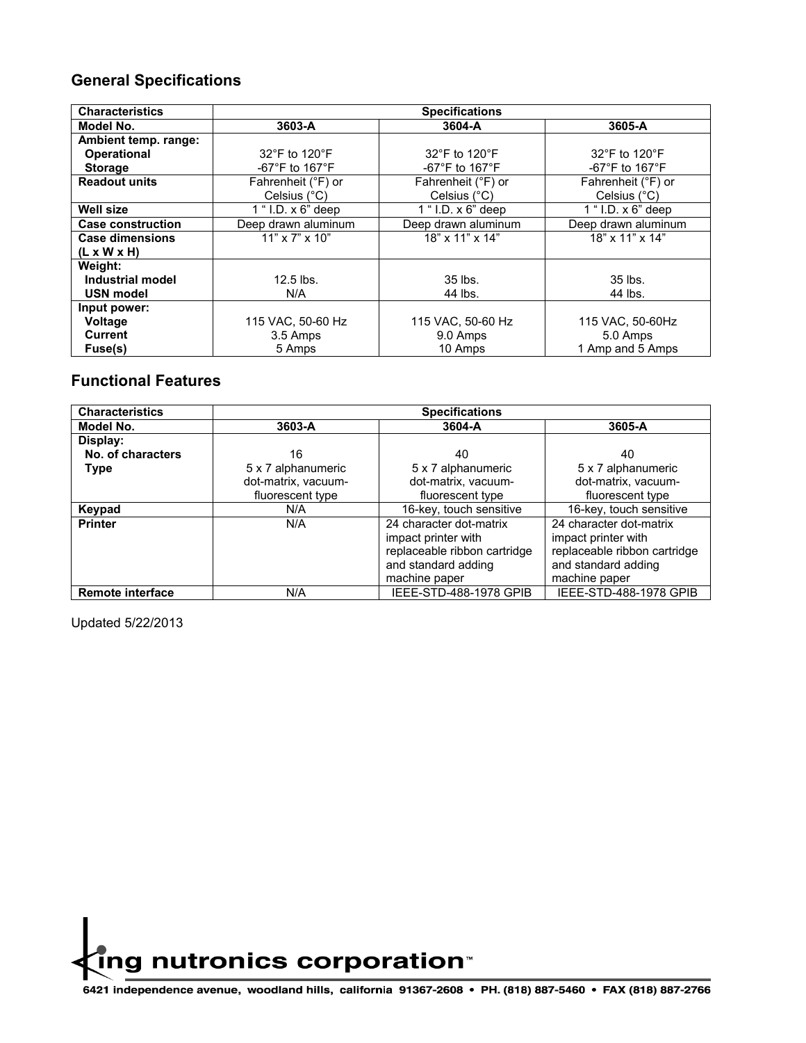## General Specifications

| Characteristics | Specifications | | |
|---|---|---|---|
| **Model No.** | **3603-A** | **3604-A** | **3605-A** |
| **Ambient temp. range:** | | | |
| **Operational** | 32°F to 120°F | 32°F to 120°F | 32°F to 120°F |
| **Storage** | -67°F to 167°F | -67°F to 167°F | -67°F to 167°F |
| **Readout units** | Fahrenheit (°F) or Celsius (°C) | Fahrenheit (°F) or Celsius (°C) | Fahrenheit (°F) or Celsius (°C) |
| **Well size** | 1 " I.D. x 6" deep | 1 " I.D. x 6" deep | 1 " I.D. x 6" deep |
| **Case construction** | Deep drawn aluminum | Deep drawn aluminum | Deep drawn aluminum |
| **Case dimensions (L x W x H)** | 11" x 7" x 10" | 18" x 11" x 14" | 18" x 11" x 14" |
| **Weight:** | | | |
| **Industrial model** | 12.5 lbs. | 35 lbs. | 35 lbs. |
| **USN model** | N/A | 44 lbs. | 44 lbs. |
| **Input power:** | | | |
| **Voltage** | 115 VAC, 50-60 Hz | 115 VAC, 50-60 Hz | 115 VAC, 50-60Hz |
| **Current** | 3.5 Amps | 9.0 Amps | 5.0 Amps |
| **Fuse(s)** | 5 Amps | 10 Amps | 1 Amp and 5 Amps |

## Functional Features

| Characteristics | Specifications | | |
|---|---|---|---|
| **Model No.** | **3603-A** | **3604-A** | **3605-A** |
| **Display:** | | | |
| **No. of characters** | 16 | 40 | 40 |
| **Type** | 5 x 7 alphanumeric dot-matrix, vacuum-fluorescent type | 5 x 7 alphanumeric dot-matrix, vacuum-fluorescent type | 5 x 7 alphanumeric dot-matrix, vacuum-fluorescent type |
| **Keypad** | N/A | 16-key, touch sensitive | 16-key, touch sensitive |
| **Printer** | N/A | 24 character dot-matrix impact printer with replaceable ribbon cartridge and standard adding machine paper | 24 character dot-matrix impact printer with replaceable ribbon cartridge and standard adding machine paper |
| **Remote interface** | N/A | IEEE-STD-488-1978 GPIB | IEEE-STD-488-1978 GPIB |

Updated 5/22/2013

king nutronics corporation™

6421 independence avenue, woodland hills, california 91367-2608 • PH. (818) 887-5460 • FAX (818) 887-2766